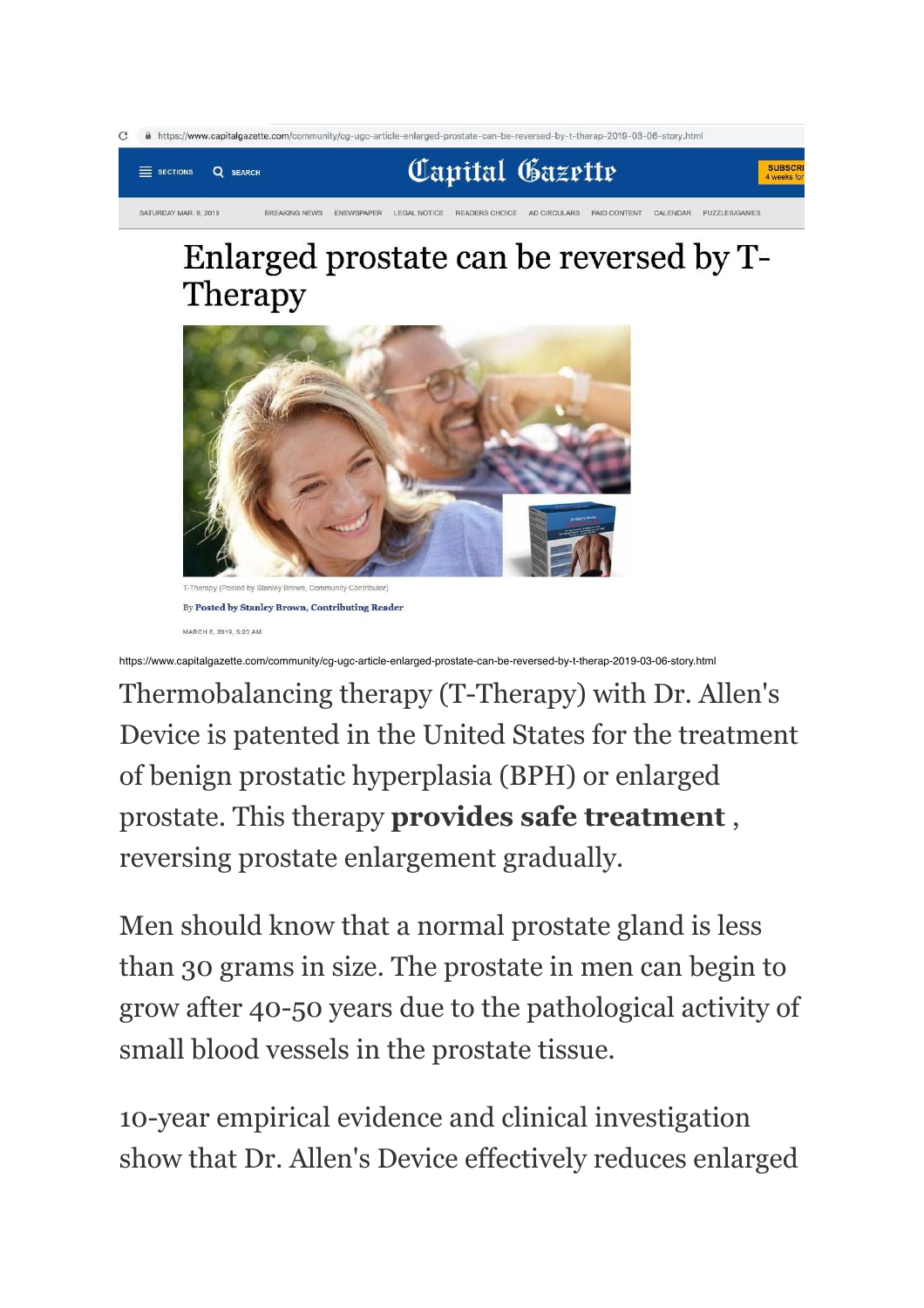https://www.capitalgazette.com/community/cg-ugc-article-enlarged-prostate-can-be-reversed-by-t-therap-2019-03-06-story.html

SECTIONS SEARCH **Capital Gazette** SUBSCRI 4 weeks for

SATURDAY MAR. 9, 2019 BREAKING NEWS ENEWSPAPER LEGAL NOTICE READERS CHOICE AD CIRCULARS PAID CONTENT CALENDAR PUZZLES/GAMES

# Enlarged prostate can be reversed by T-Therapy

T-Therapy (Posted by Stanley Brown, Community Contributor)

By **Posted by Stanley Brown, Contributing Reader**

MARCH 6, 2019, 5:20 AM

https://www.capitalgazette.com/community/cg-ugc-article-enlarged-prostate-can-be-reversed-by-t-therap-2019-03-06-story.html

Thermobalancing therapy (T-Therapy) with Dr. Allen's Device is patented in the United States for the treatment of benign prostatic hyperplasia (BPH) or enlarged prostate. This therapy **provides safe treatment** , reversing prostate enlargement gradually.

Men should know that a normal prostate gland is less than 30 grams in size. The prostate in men can begin to grow after 40-50 years due to the pathological activity of small blood vessels in the prostate tissue.

10-year empirical evidence and clinical investigation show that Dr. Allen's Device effectively reduces enlarged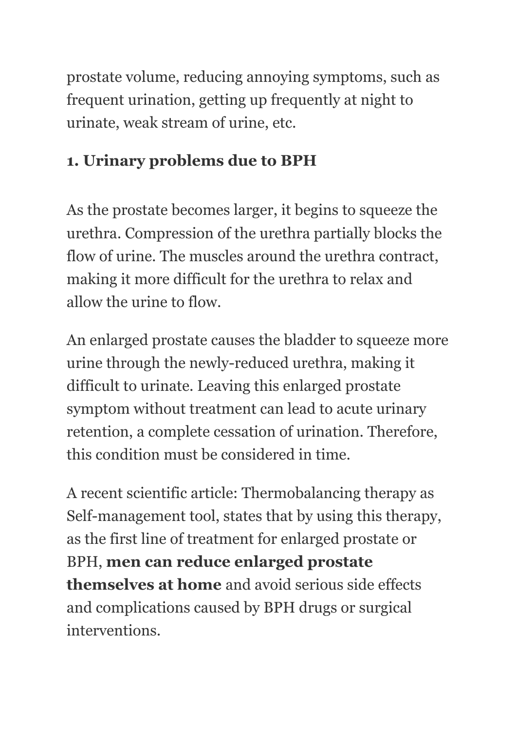prostate volume, reducing annoying symptoms, such as frequent urination, getting up frequently at night to urinate, weak stream of urine, etc.

## 1. Urinary problems due to BPH

As the prostate becomes larger, it begins to squeeze the urethra. Compression of the urethra partially blocks the flow of urine. The muscles around the urethra contract, making it more difficult for the urethra to relax and allow the urine to flow.

An enlarged prostate causes the bladder to squeeze more urine through the newly-reduced urethra, making it difficult to urinate. Leaving this enlarged prostate symptom without treatment can lead to acute urinary retention, a complete cessation of urination. Therefore, this condition must be considered in time.

A recent scientific article: Thermobalancing therapy as Self-management tool, states that by using this therapy, as the first line of treatment for enlarged prostate or BPH, **men can reduce enlarged prostate themselves at home** and avoid serious side effects and complications caused by BPH drugs or surgical interventions.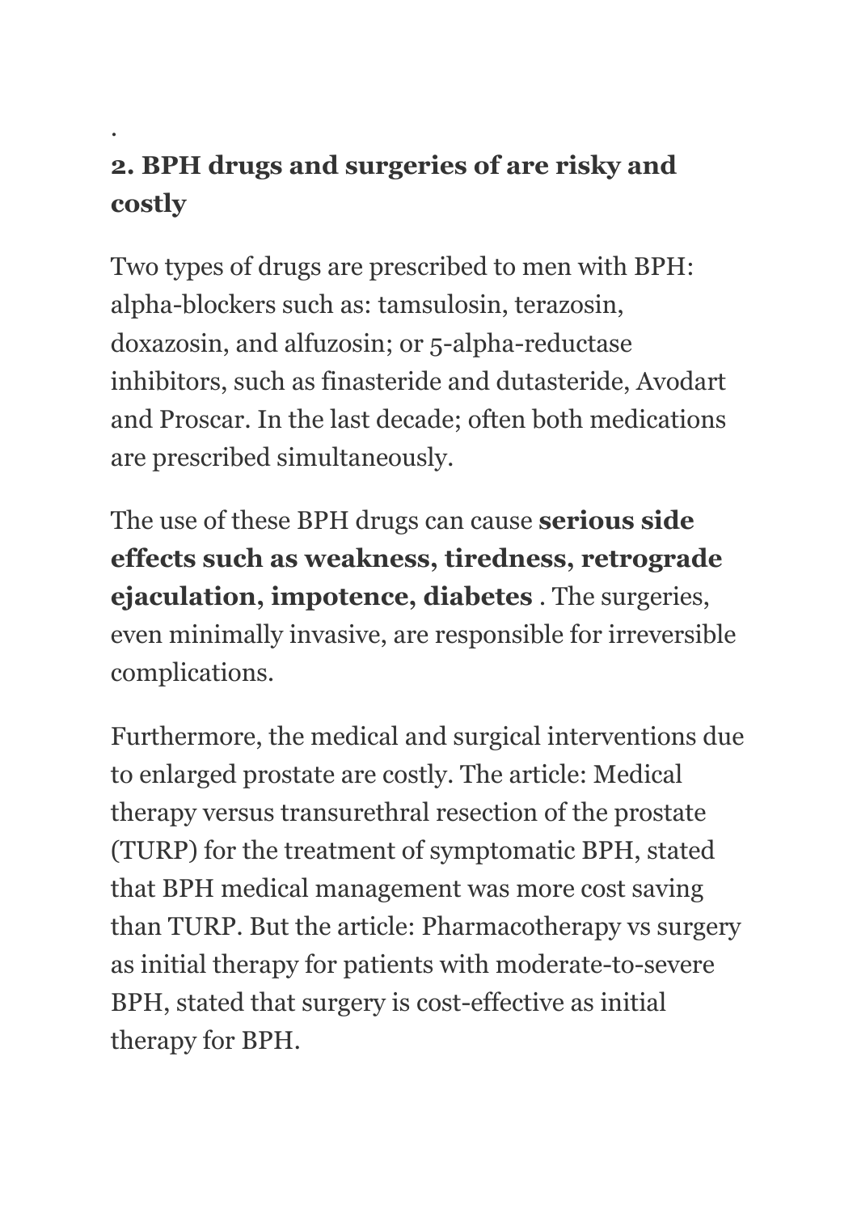.

## 2. BPH drugs and surgeries of are risky and costly

Two types of drugs are prescribed to men with BPH: alpha-blockers such as: tamsulosin, terazosin, doxazosin, and alfuzosin; or 5-alpha-reductase inhibitors, such as finasteride and dutasteride, Avodart and Proscar. In the last decade; often both medications are prescribed simultaneously.

The use of these BPH drugs can cause **serious side effects such as weakness, tiredness, retrograde ejaculation, impotence, diabetes** . The surgeries, even minimally invasive, are responsible for irreversible complications.

Furthermore, the medical and surgical interventions due to enlarged prostate are costly. The article: Medical therapy versus transurethral resection of the prostate (TURP) for the treatment of symptomatic BPH, stated that BPH medical management was more cost saving than TURP. But the article: Pharmacotherapy vs surgery as initial therapy for patients with moderate-to-severe BPH, stated that surgery is cost-effective as initial therapy for BPH.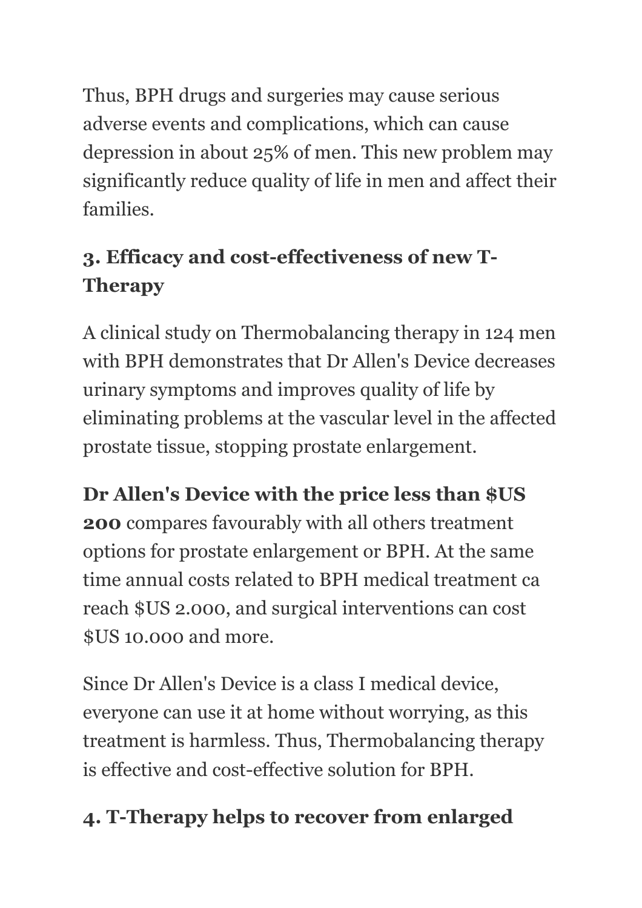Thus, BPH drugs and surgeries may cause serious adverse events and complications, which can cause depression in about 25% of men. This new problem may significantly reduce quality of life in men and affect their families.

## 3. Efficacy and cost-effectiveness of new T-Therapy

A clinical study on Thermobalancing therapy in 124 men with BPH demonstrates that Dr Allen's Device decreases urinary symptoms and improves quality of life by eliminating problems at the vascular level in the affected prostate tissue, stopping prostate enlargement.

**Dr Allen's Device with the price less than $US 200** compares favourably with all others treatment options for prostate enlargement or BPH. At the same time annual costs related to BPH medical treatment ca reach $US 2.000, and surgical interventions can cost $US 10.000 and more.

Since Dr Allen's Device is a class I medical device, everyone can use it at home without worrying, as this treatment is harmless. Thus, Thermobalancing therapy is effective and cost-effective solution for BPH.

## 4. T-Therapy helps to recover from enlarged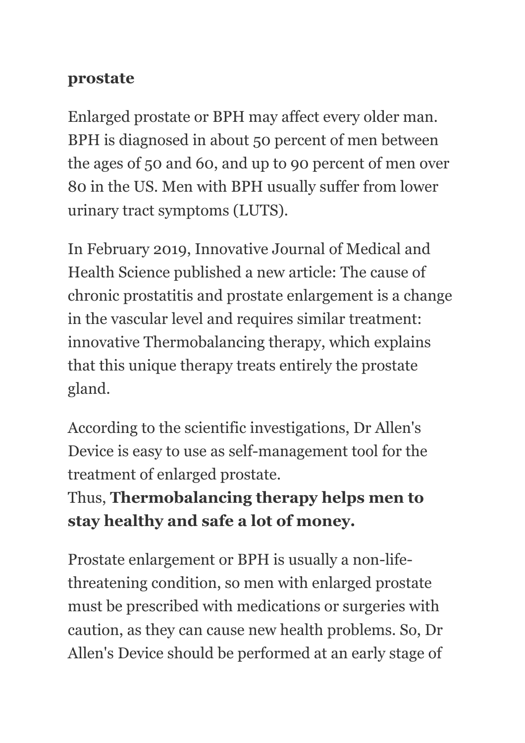**prostate**

Enlarged prostate or BPH may affect every older man. BPH is diagnosed in about 50 percent of men between the ages of 50 and 60, and up to 90 percent of men over 80 in the US. Men with BPH usually suffer from lower urinary tract symptoms (LUTS).

In February 2019, Innovative Journal of Medical and Health Science published a new article: The cause of chronic prostatitis and prostate enlargement is a change in the vascular level and requires similar treatment: innovative Thermobalancing therapy, which explains that this unique therapy treats entirely the prostate gland.

According to the scientific investigations, Dr Allen's Device is easy to use as self-management tool for the treatment of enlarged prostate.
Thus, **Thermobalancing therapy helps men to stay healthy and safe a lot of money.**

Prostate enlargement or BPH is usually a non-life-threatening condition, so men with enlarged prostate must be prescribed with medications or surgeries with caution, as they can cause new health problems. So, Dr Allen's Device should be performed at an early stage of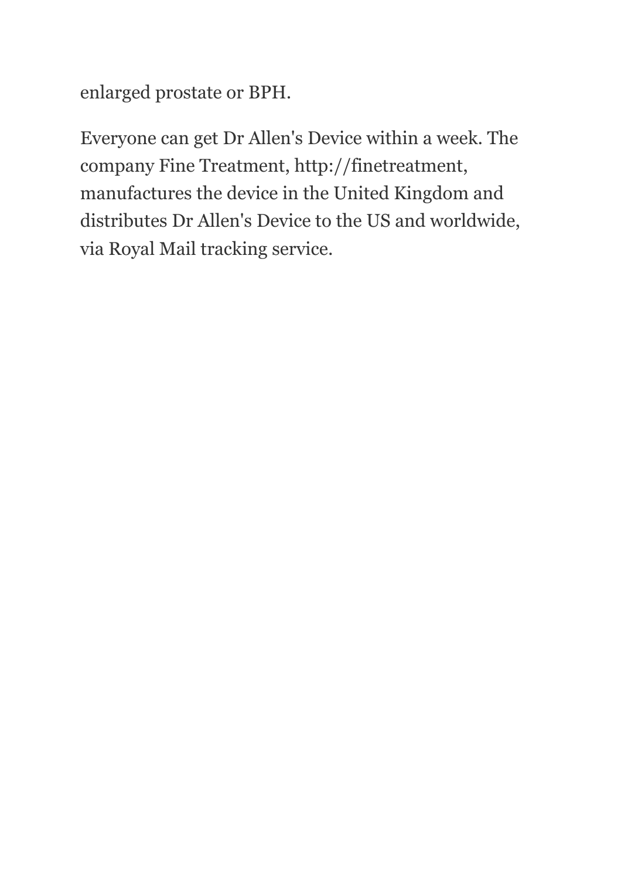enlarged prostate or BPH.

Everyone can get Dr Allen's Device within a week. The company Fine Treatment, http://finetreatment, manufactures the device in the United Kingdom and distributes Dr Allen's Device to the US and worldwide, via Royal Mail tracking service.